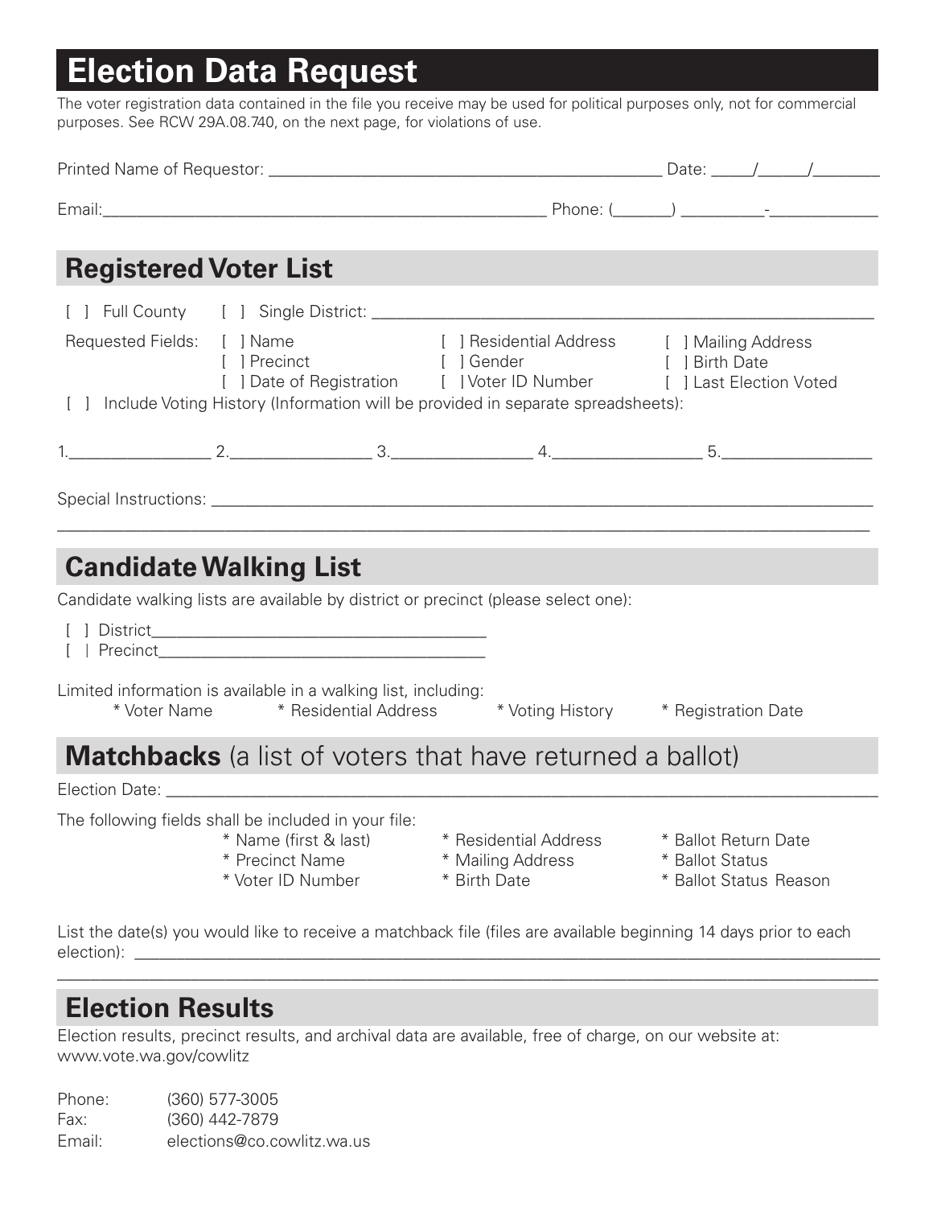# Election Data Request

The voter registration data contained in the file you receive may be used for political purposes only, not for commercial purposes. See RCW 29A.08.740, on the next page, for violations of use.

Printed Name of Requestor: ____________________________________________ Date: _____/______/________

Email:__________________________________________________ Phone: (_______) __________-_____________

## Registered Voter List

[ ] Full County [ ] Single District: ____________________________________________________________

Requested Fields:
- [ ] Name
- [ ] Precinct
- [ ] Date of Registration
- [ ] Residential Address
- [ ] Gender
- [ ] Voter ID Number
- [ ] Mailing Address
- [ ] Birth Date
- [ ] Last Election Voted

[ ] Include Voting History (Information will be provided in separate spreadsheets):

1.________________ 2.________________ 3.________________ 4._________________ 5._________________

Special Instructions: ___________________________________________________________________________

_____________________________________________________________________________________________

## Candidate Walking List

Candidate walking lists are available by district or precinct (please select one):

[ ] District_______________________________________

[ ] Precinct_______________________________________

Limited information is available in a walking list, including:

* Voter Name
* Residential Address
* Voting History
* Registration Date

## **Matchbacks** (a list of voters that have returned a ballot)

Election Date: _______________________________________________________________________________

The following fields shall be included in your file:

* Name (first & last)
* Precinct Name
* Voter ID Number
* Residential Address
* Mailing Address
* Birth Date
* Ballot Return Date
* Ballot Status
* Ballot Status Reason

List the date(s) you would like to receive a matchback file (files are available beginning 14 days prior to each election): _____________________________________________________________________________________

_____________________________________________________________________________________________

## Election Results

Election results, precinct results, and archival data are available, free of charge, on our website at: www.vote.wa.gov/cowlitz

Phone: (360) 577-3005

Fax: (360) 442-7879

Email: elections@co.cowlitz.wa.us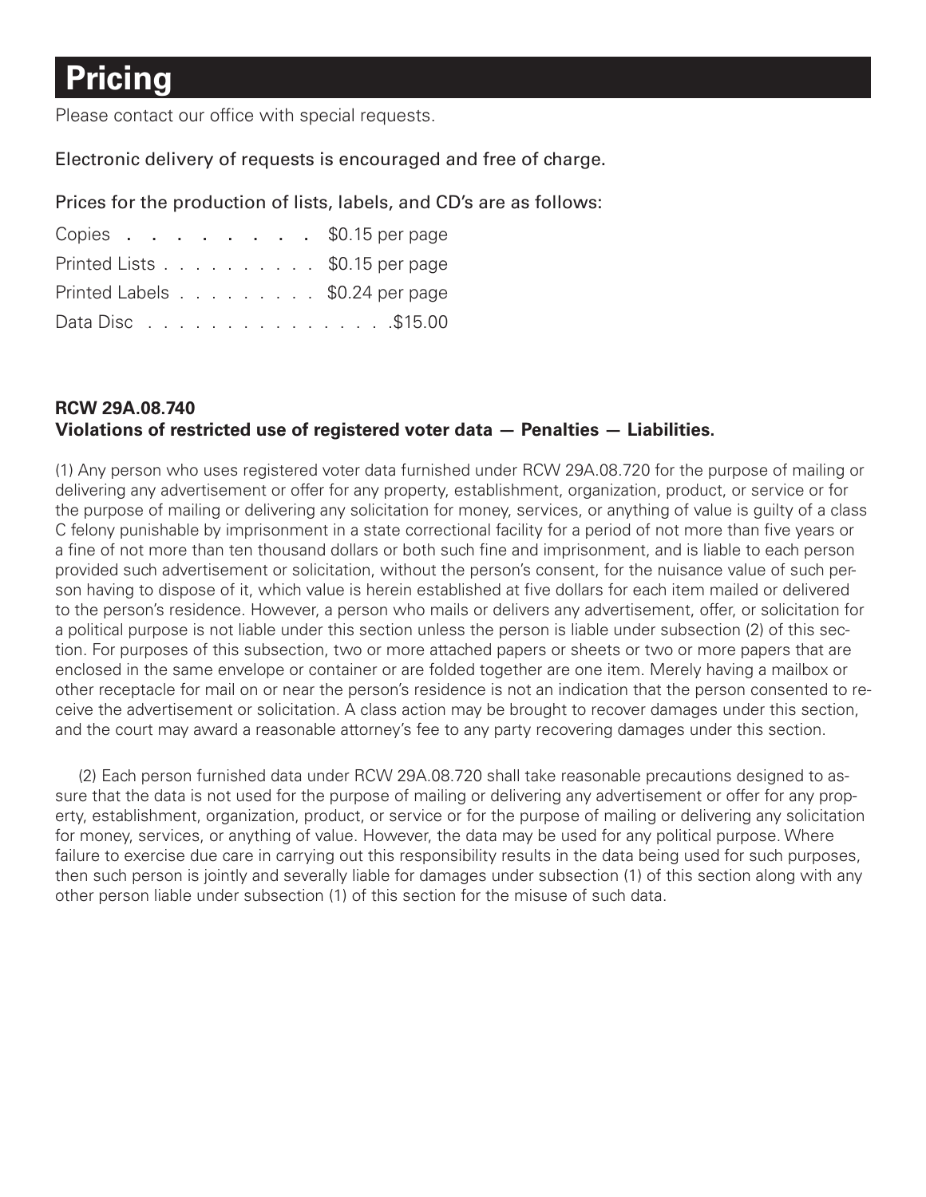# Pricing

Please contact our office with special requests.

Electronic delivery of requests is encouraged and free of charge.

Prices for the production of lists, labels, and CD's are as follows:

Copies . . . . . . . . . $0.15 per page
Printed Lists . . . . . . . . . . $0.15 per page
Printed Labels . . . . . . . . . $0.24 per page
Data Disc . . . . . . . . . . . . . . . .$15.00

**RCW 29A.08.740**
**Violations of restricted use of registered voter data — Penalties — Liabilities.**

(1) Any person who uses registered voter data furnished under RCW 29A.08.720 for the purpose of mailing or delivering any advertisement or offer for any property, establishment, organization, product, or service or for the purpose of mailing or delivering any solicitation for money, services, or anything of value is guilty of a class C felony punishable by imprisonment in a state correctional facility for a period of not more than five years or a fine of not more than ten thousand dollars or both such fine and imprisonment, and is liable to each person provided such advertisement or solicitation, without the person's consent, for the nuisance value of such person having to dispose of it, which value is herein established at five dollars for each item mailed or delivered to the person's residence. However, a person who mails or delivers any advertisement, offer, or solicitation for a political purpose is not liable under this section unless the person is liable under subsection (2) of this section. For purposes of this subsection, two or more attached papers or sheets or two or more papers that are enclosed in the same envelope or container or are folded together are one item. Merely having a mailbox or other receptacle for mail on or near the person's residence is not an indication that the person consented to receive the advertisement or solicitation. A class action may be brought to recover damages under this section, and the court may award a reasonable attorney's fee to any party recovering damages under this section.

(2) Each person furnished data under RCW 29A.08.720 shall take reasonable precautions designed to assure that the data is not used for the purpose of mailing or delivering any advertisement or offer for any property, establishment, organization, product, or service or for the purpose of mailing or delivering any solicitation for money, services, or anything of value. However, the data may be used for any political purpose. Where failure to exercise due care in carrying out this responsibility results in the data being used for such purposes, then such person is jointly and severally liable for damages under subsection (1) of this section along with any other person liable under subsection (1) of this section for the misuse of such data.